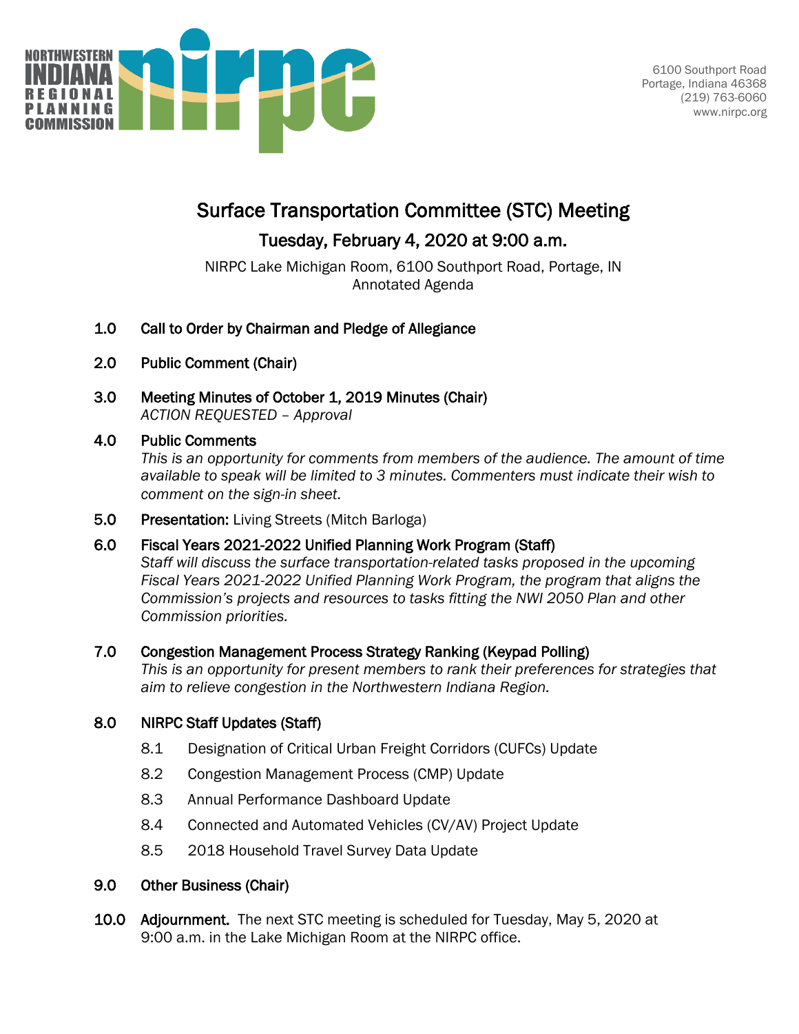NORTHWESTERN INDIANA REGIONAL PLANNING COMMISSION

6100 Southport Road
Portage, Indiana 46368
(219) 763-6060
www.nirpc.org

# Surface Transportation Committee (STC) Meeting

## Tuesday, February 4, 2020 at 9:00 a.m.

NIRPC Lake Michigan Room, 6100 Southport Road, Portage, IN
Annotated Agenda

**1.0 Call to Order by Chairman and Pledge of Allegiance**

**2.0 Public Comment (Chair)**

**3.0 Meeting Minutes of October 1, 2019 Minutes (Chair)**
*ACTION REQUESTED – Approval*

**4.0 Public Comments**
*This is an opportunity for comments from members of the audience. The amount of time available to speak will be limited to 3 minutes. Commenters must indicate their wish to comment on the sign-in sheet.*

**5.0 Presentation:** Living Streets (Mitch Barloga)

**6.0 Fiscal Years 2021-2022 Unified Planning Work Program (Staff)**
*Staff will discuss the surface transportation-related tasks proposed in the upcoming Fiscal Years 2021-2022 Unified Planning Work Program, the program that aligns the Commission's projects and resources to tasks fitting the NWI 2050 Plan and other Commission priorities.*

**7.0 Congestion Management Process Strategy Ranking (Keypad Polling)**
*This is an opportunity for present members to rank their preferences for strategies that aim to relieve congestion in the Northwestern Indiana Region.*

**8.0 NIRPC Staff Updates (Staff)**

- 8.1 Designation of Critical Urban Freight Corridors (CUFCs) Update
- 8.2 Congestion Management Process (CMP) Update
- 8.3 Annual Performance Dashboard Update
- 8.4 Connected and Automated Vehicles (CV/AV) Project Update
- 8.5 2018 Household Travel Survey Data Update

**9.0 Other Business (Chair)**

**10.0 Adjournment.** The next STC meeting is scheduled for Tuesday, May 5, 2020 at 9:00 a.m. in the Lake Michigan Room at the NIRPC office.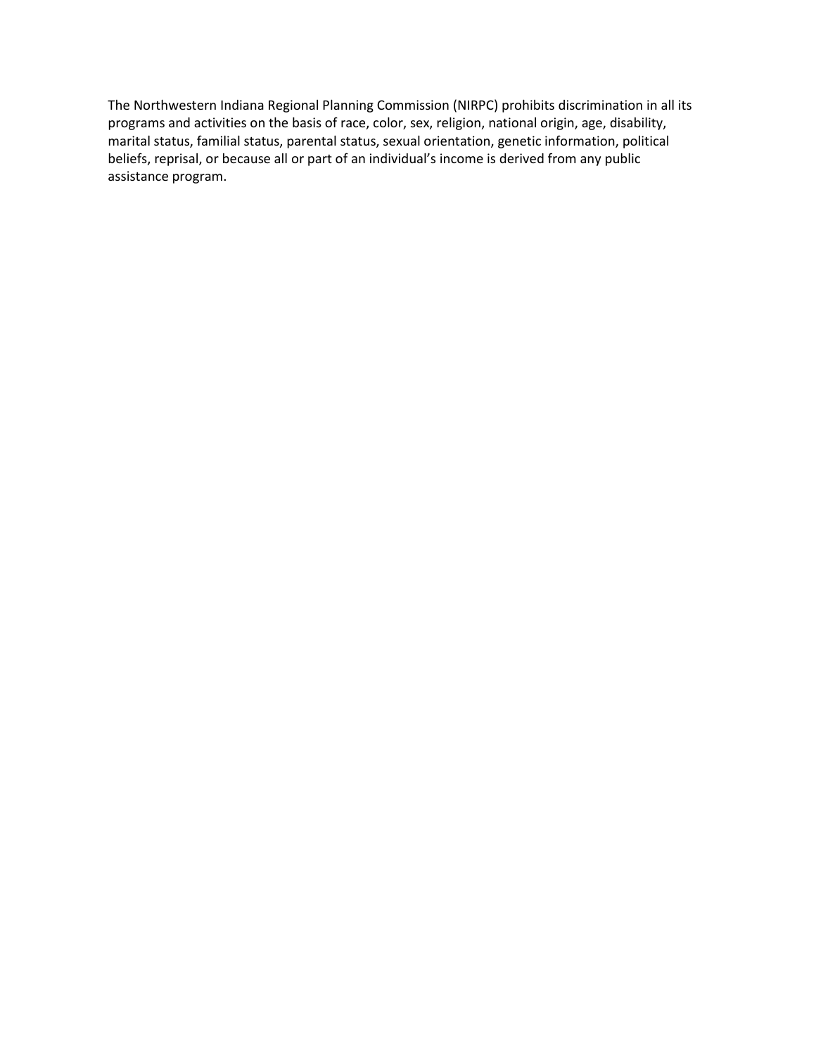The Northwestern Indiana Regional Planning Commission (NIRPC) prohibits discrimination in all its programs and activities on the basis of race, color, sex, religion, national origin, age, disability, marital status, familial status, parental status, sexual orientation, genetic information, political beliefs, reprisal, or because all or part of an individual's income is derived from any public assistance program.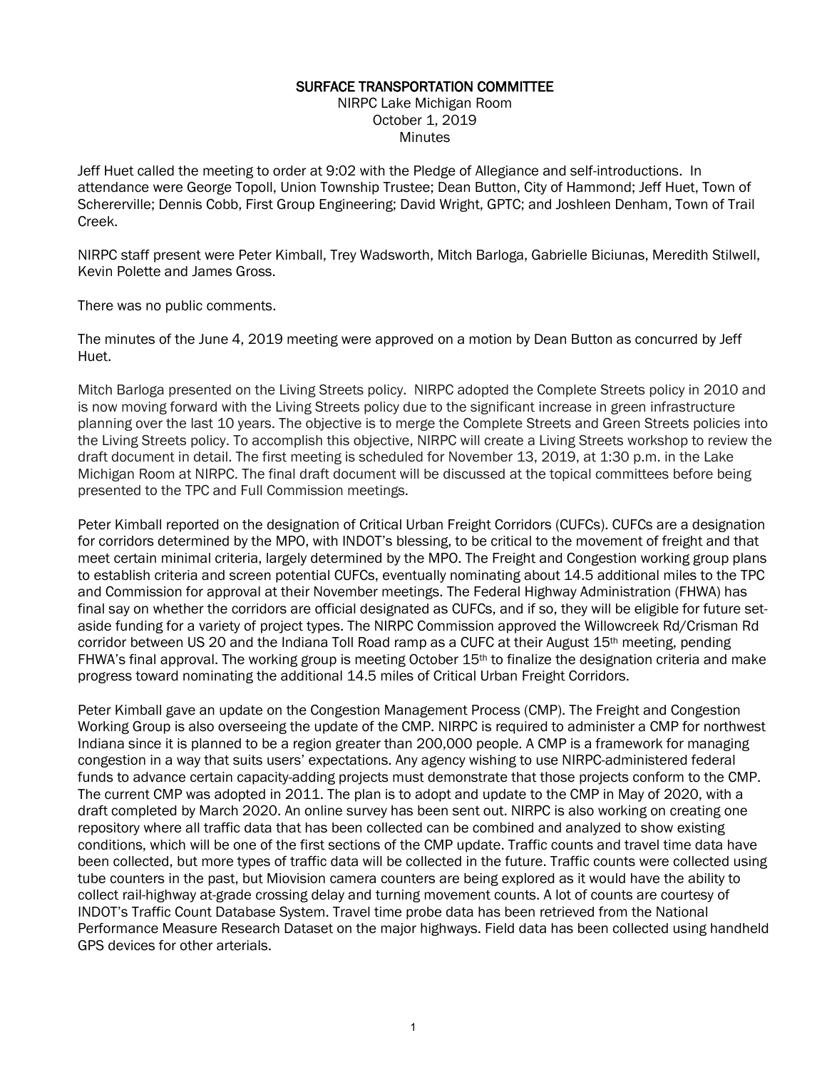# SURFACE TRANSPORTATION COMMITTEE

NIRPC Lake Michigan Room
October 1, 2019
Minutes

Jeff Huet called the meeting to order at 9:02 with the Pledge of Allegiance and self-introductions. In attendance were George Topoll, Union Township Trustee; Dean Button, City of Hammond; Jeff Huet, Town of Schererville; Dennis Cobb, First Group Engineering; David Wright, GPTC; and Joshleen Denham, Town of Trail Creek.

NIRPC staff present were Peter Kimball, Trey Wadsworth, Mitch Barloga, Gabrielle Biciunas, Meredith Stilwell, Kevin Polette and James Gross.

There was no public comments.

The minutes of the June 4, 2019 meeting were approved on a motion by Dean Button as concurred by Jeff Huet.

Mitch Barloga presented on the Living Streets policy. NIRPC adopted the Complete Streets policy in 2010 and is now moving forward with the Living Streets policy due to the significant increase in green infrastructure planning over the last 10 years. The objective is to merge the Complete Streets and Green Streets policies into the Living Streets policy. To accomplish this objective, NIRPC will create a Living Streets workshop to review the draft document in detail. The first meeting is scheduled for November 13, 2019, at 1:30 p.m. in the Lake Michigan Room at NIRPC. The final draft document will be discussed at the topical committees before being presented to the TPC and Full Commission meetings.

Peter Kimball reported on the designation of Critical Urban Freight Corridors (CUFCs). CUFCs are a designation for corridors determined by the MPO, with INDOT's blessing, to be critical to the movement of freight and that meet certain minimal criteria, largely determined by the MPO. The Freight and Congestion working group plans to establish criteria and screen potential CUFCs, eventually nominating about 14.5 additional miles to the TPC and Commission for approval at their November meetings. The Federal Highway Administration (FHWA) has final say on whether the corridors are official designated as CUFCs, and if so, they will be eligible for future set-aside funding for a variety of project types. The NIRPC Commission approved the Willowcreek Rd/Crisman Rd corridor between US 20 and the Indiana Toll Road ramp as a CUFC at their August 15th meeting, pending FHWA's final approval. The working group is meeting October 15th to finalize the designation criteria and make progress toward nominating the additional 14.5 miles of Critical Urban Freight Corridors.

Peter Kimball gave an update on the Congestion Management Process (CMP). The Freight and Congestion Working Group is also overseeing the update of the CMP. NIRPC is required to administer a CMP for northwest Indiana since it is planned to be a region greater than 200,000 people. A CMP is a framework for managing congestion in a way that suits users' expectations. Any agency wishing to use NIRPC-administered federal funds to advance certain capacity-adding projects must demonstrate that those projects conform to the CMP. The current CMP was adopted in 2011. The plan is to adopt and update to the CMP in May of 2020, with a draft completed by March 2020. An online survey has been sent out. NIRPC is also working on creating one repository where all traffic data that has been collected can be combined and analyzed to show existing conditions, which will be one of the first sections of the CMP update. Traffic counts and travel time data have been collected, but more types of traffic data will be collected in the future. Traffic counts were collected using tube counters in the past, but Miovision camera counters are being explored as it would have the ability to collect rail-highway at-grade crossing delay and turning movement counts. A lot of counts are courtesy of INDOT's Traffic Count Database System. Travel time probe data has been retrieved from the National Performance Measure Research Dataset on the major highways. Field data has been collected using handheld GPS devices for other arterials.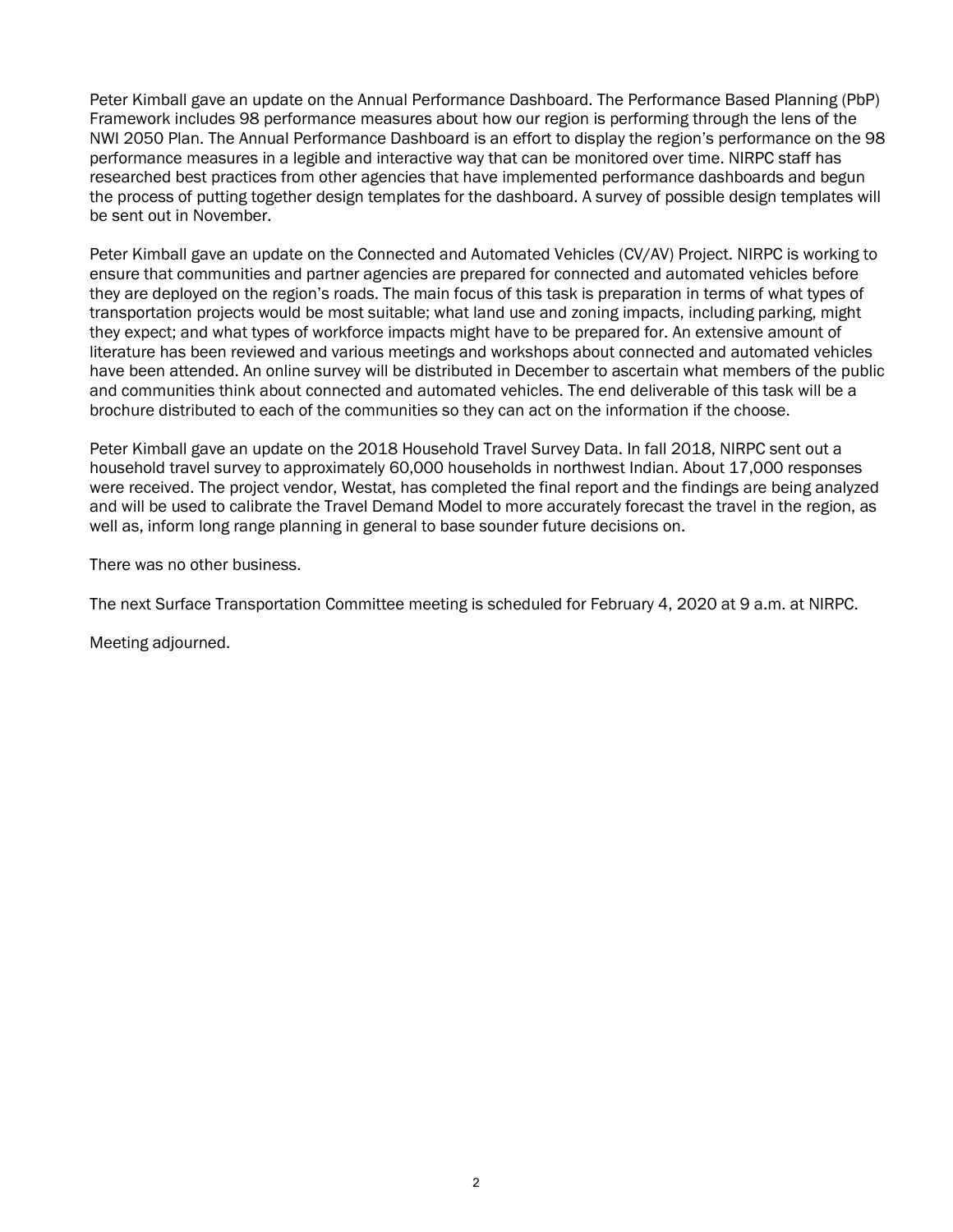Peter Kimball gave an update on the Annual Performance Dashboard. The Performance Based Planning (PbP) Framework includes 98 performance measures about how our region is performing through the lens of the NWI 2050 Plan. The Annual Performance Dashboard is an effort to display the region's performance on the 98 performance measures in a legible and interactive way that can be monitored over time. NIRPC staff has researched best practices from other agencies that have implemented performance dashboards and begun the process of putting together design templates for the dashboard. A survey of possible design templates will be sent out in November.

Peter Kimball gave an update on the Connected and Automated Vehicles (CV/AV) Project. NIRPC is working to ensure that communities and partner agencies are prepared for connected and automated vehicles before they are deployed on the region's roads. The main focus of this task is preparation in terms of what types of transportation projects would be most suitable; what land use and zoning impacts, including parking, might they expect; and what types of workforce impacts might have to be prepared for. An extensive amount of literature has been reviewed and various meetings and workshops about connected and automated vehicles have been attended. An online survey will be distributed in December to ascertain what members of the public and communities think about connected and automated vehicles. The end deliverable of this task will be a brochure distributed to each of the communities so they can act on the information if the choose.

Peter Kimball gave an update on the 2018 Household Travel Survey Data. In fall 2018, NIRPC sent out a household travel survey to approximately 60,000 households in northwest Indian. About 17,000 responses were received. The project vendor, Westat, has completed the final report and the findings are being analyzed and will be used to calibrate the Travel Demand Model to more accurately forecast the travel in the region, as well as, inform long range planning in general to base sounder future decisions on.

There was no other business.

The next Surface Transportation Committee meeting is scheduled for February 4, 2020 at 9 a.m. at NIRPC.

Meeting adjourned.